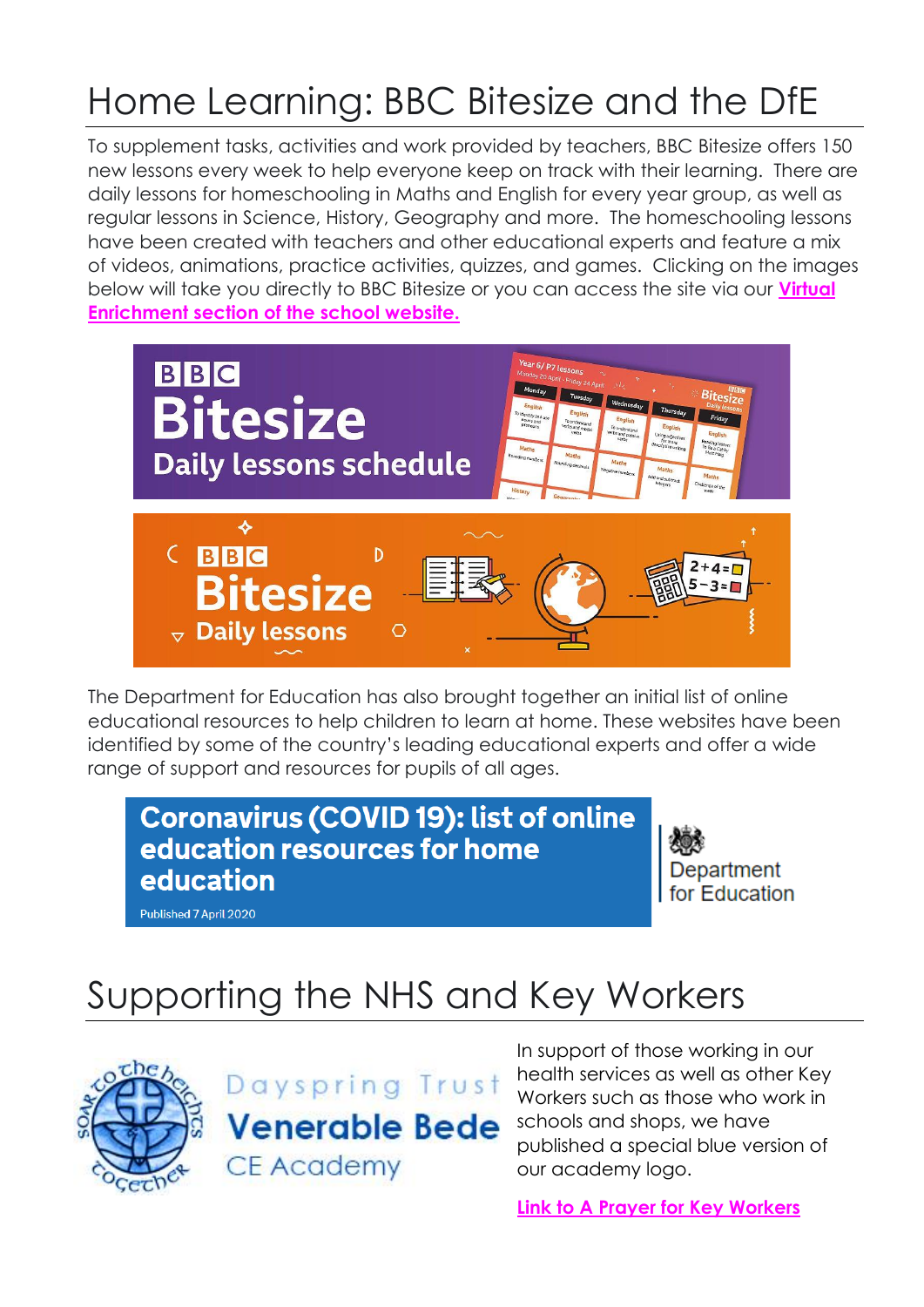# Home Learning: BBC Bitesize and the DfE

To supplement tasks, activities and work provided by teachers, BBC Bitesize offers 150 new lessons every week to help everyone keep on track with their learning. There are daily lessons for homeschooling in Maths and English for every year group, as well as regular lessons in Science, History, Geography and more. The homeschooling lessons have been created with teachers and other educational experts and feature a mix of videos, animations, practice activities, quizzes, and games. Clicking on the images below will take you directly to BBC Bitesize or you can access the site via our **Virtual Enrichment section of the school website.**

BBC Bitesize Daily lessons schedule

BBC Bitesize Daily lessons

The Department for Education has also brought together an initial list of online educational resources to help children to learn at home. These websites have been identified by some of the country's leading educational experts and offer a wide range of support and resources for pupils of all ages.

**Coronavirus (COVID 19): list of online education resources for home education**

Published 7 April 2020

Department for Education

# Supporting the NHS and Key Workers

Dayspring Trust
**Venerable Bede**
CE Academy

In support of those working in our health services as well as other Key Workers such as those who work in schools and shops, we have published a special blue version of our academy logo.

**Link to A Prayer for Key Workers**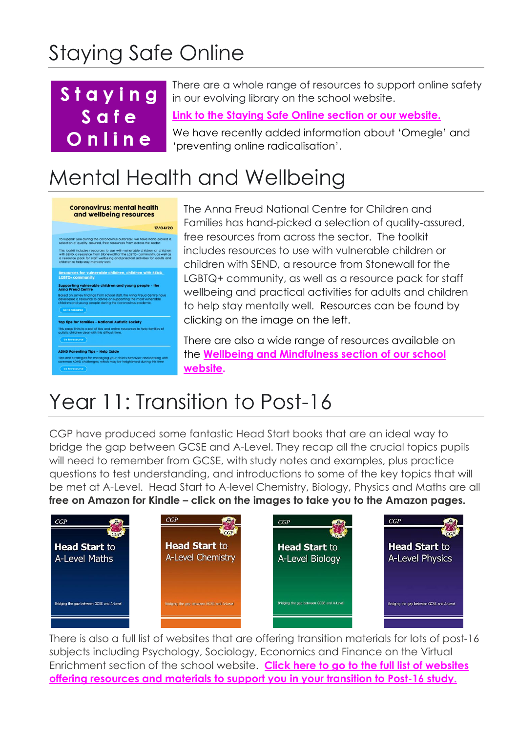# Staying Safe Online

Staying Safe Online

There are a whole range of resources to support online safety in our evolving library on the school website.

**Link to the Staying Safe Online section or our website.**

We have recently added information about 'Omegle' and 'preventing online radicalisation'.

# Mental Health and Wellbeing

Coronavirus: mental health and wellbeing resources

17/04/20

To support you during the coronavirus outbreak, we have hand-picked a selection of quality-assured, free resources from across the sector.

This toolkit includes resources to use with vulnerable children or children with SEND, a resource from Stonewall for the LGBTQ+ community, as well as a resource pack for staff wellbeing and practical activities for adults and children to help stay mentally well.

Resources for vulnerable children, children with SEND, LGBTQ+ community

Supporting vulnerable children and young people - the Anna Freud Centre

Based on survey findings from school staff, the Anna Freud Centre have developed a resource to advise on supporting the most vulnerable children and young people during the coronavirus epidemic.

Go to resource

Top tips for families - National Autistic Society

This page links to a pdf of tips and online resources to help families of autistic children deal with this difficult time.

Go to resource

ADHD Parenting Tips - Help Guide

Tips and strategies for managing your child's behavior and dealing with common ADHD challenges, which may be heightened during this time

Go to resource

The Anna Freud National Centre for Children and Families has hand-picked a selection of quality-assured, free resources from across the sector. The toolkit includes resources to use with vulnerable children or children with SEND, a resource from Stonewall for the LGBTQ+ community, as well as a resource pack for staff wellbeing and practical activities for adults and children to help stay mentally well. Resources can be found by clicking on the image on the left.

There are also a wide range of resources available on the **Wellbeing and Mindfulness section of our school website.**

# Year 11: Transition to Post-16

CGP have produced some fantastic Head Start books that are an ideal way to bridge the gap between GCSE and A-Level. They recap all the crucial topics pupils will need to remember from GCSE, with study notes and examples, plus practice questions to test understanding, and introductions to some of the key topics that will be met at A-Level. Head Start to A-level Chemistry, Biology, Physics and Maths are all **free on Amazon for Kindle – click on the images to take you to the Amazon pages.**

CGP **Head Start** to A-Level Maths — Bridging the gap between GCSE and A-Level

CGP **Head Start** to A-Level Chemistry — Bridging the gap between GCSE and A-Level

CGP **Head Start** to A-Level Biology — Bridging the gap between GCSE and A-Level

CGP **Head Start** to A-Level Physics — Bridging the gap between GCSE and A-Level

There is also a full list of websites that are offering transition materials for lots of post-16 subjects including Psychology, Sociology, Economics and Finance on the Virtual Enrichment section of the school website. **Click here to go to the full list of websites offering resources and materials to support you in your transition to Post-16 study.**